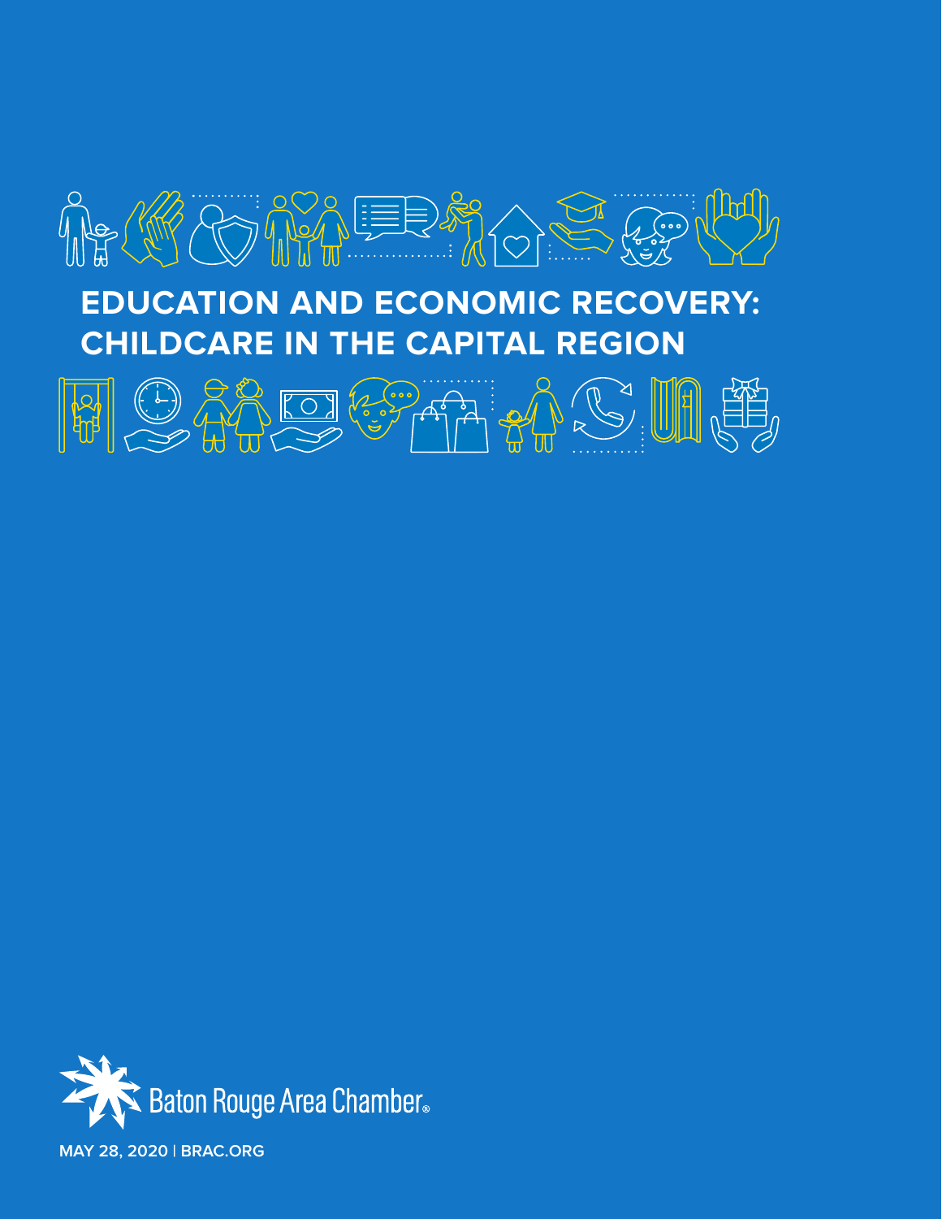# EDUCATION AND ECONOMIC RECOVERY: CHILDCARE IN THE CAPITAL REGION

Baton Rouge Area Chamber®

MAY 28, 2020 | BRAC.ORG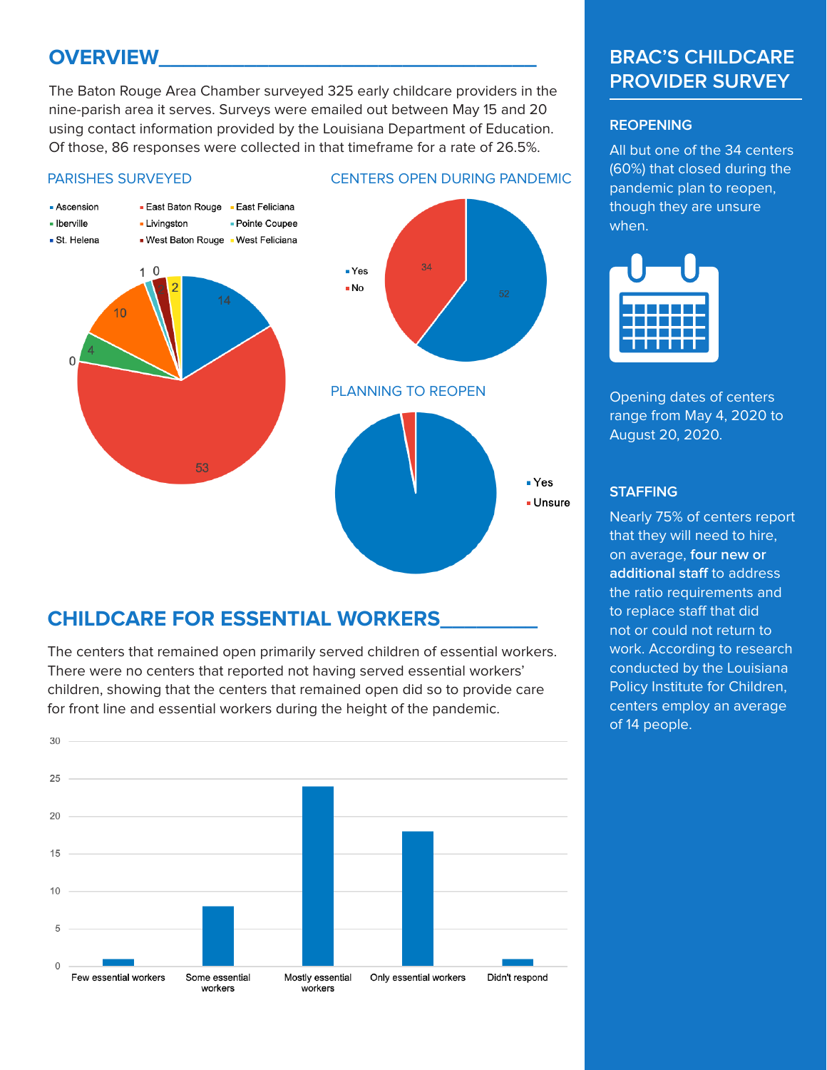## OVERVIEW

The Baton Rouge Area Chamber surveyed 325 early childcare providers in the nine-parish area it serves. Surveys were emailed out between May 15 and 20 using contact information provided by the Louisiana Department of Education. Of those, 86 responses were collected in that timeframe for a rate of 26.5%.

### PARISHES SURVEYED

- Ascension: 14
- East Baton Rouge: 53
- East Feliciana: 0
- Iberville: 4
- Livingston: 10
- Pointe Coupee: 1
- St. Helena: 0
- West Baton Rouge: 2
- West Feliciana: 2

### CENTERS OPEN DURING PANDEMIC

- Yes: 52
- No: 34

### PLANNING TO REOPEN

- Yes
- Unsure

## CHILDCARE FOR ESSENTIAL WORKERS

The centers that remained open primarily served children of essential workers. There were no centers that reported not having served essential workers' children, showing that the centers that remained open did so to provide care for front line and essential workers during the height of the pandemic.

| Category | Count |
|---|---|
| Few essential workers | 1 |
| Some essential workers | 8 |
| Mostly essential workers | 24 |
| Only essential workers | 18 |
| Didn't respond | 1 |

## BRAC'S CHILDCARE PROVIDER SURVEY

### REOPENING

All but one of the 34 centers (60%) that closed during the pandemic plan to reopen, though they are unsure when.

Opening dates of centers range from May 4, 2020 to August 20, 2020.

### STAFFING

Nearly 75% of centers report that they will need to hire, on average, **four new or additional staff** to address the ratio requirements and to replace staff that did not or could not return to work. According to research conducted by the Louisiana Policy Institute for Children, centers employ an average of 14 people.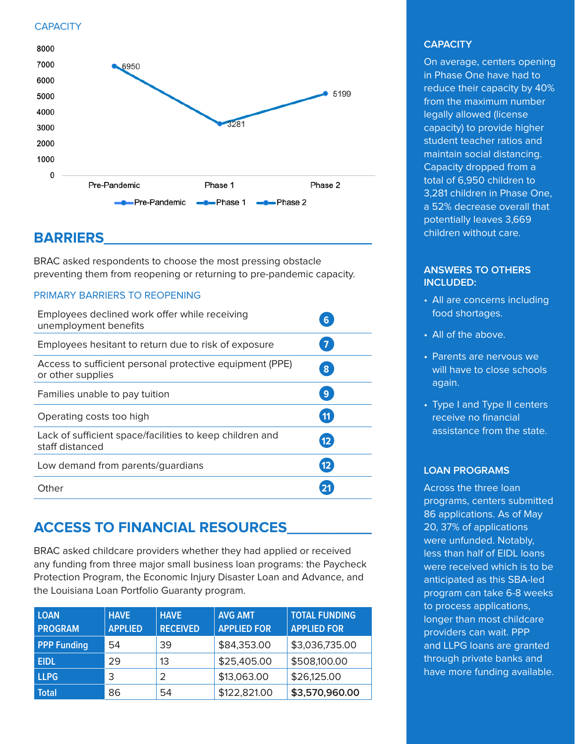CAPACITY

8000
7000
6000
5000
4000
3000
2000
1000
0

6950
3281
5199

Pre-Pandemic
Phase 1
Phase 2

Pre-Pandemic Phase 1 Phase 2

## BARRIERS

BRAC asked respondents to choose the most pressing obstacle preventing them from reopening or returning to pre-pandemic capacity.

### PRIMARY BARRIERS TO REOPENING

| | |
|---|---|
| Employees declined work offer while receiving unemployment benefits | 6 |
| Employees hesitant to return due to risk of exposure | 7 |
| Access to sufficient personal protective equipment (PPE) or other supplies | 8 |
| Families unable to pay tuition | 9 |
| Operating costs too high | 11 |
| Lack of sufficient space/facilities to keep children and staff distanced | 12 |
| Low demand from parents/guardians | 12 |
| Other | 21 |

## ACCESS TO FINANCIAL RESOURCES

BRAC asked childcare providers whether they had applied or received any funding from three major small business loan programs: the Paycheck Protection Program, the Economic Injury Disaster Loan and Advance, and the Louisiana Loan Portfolio Guaranty program.

| LOAN PROGRAM | HAVE APPLIED | HAVE RECEIVED | AVG AMT APPLIED FOR | TOTAL FUNDING APPLIED FOR |
|---|---|---|---|---|
| **PPP Funding** | 54 | 39 | $84,353.00 | $3,036,735.00 |
| **EIDL** | 29 | 13 | $25,405.00 | $508,100.00 |
| **LLPG** | 3 | 2 | $13,063.00 | $26,125.00 |
| **Total** | 86 | 54 | $122,821.00 | **$3,570,960.00** |

### CAPACITY

On average, centers opening in Phase One have had to reduce their capacity by 40% from the maximum number legally allowed (license capacity) to provide higher student teacher ratios and maintain social distancing. Capacity dropped from a total of 6,950 children to 3,281 children in Phase One, a 52% decrease overall that potentially leaves 3,669 children without care.

### ANSWERS TO OTHERS INCLUDED:

- All are concerns including food shortages.
- All of the above.
- Parents are nervous we will have to close schools again.
- Type I and Type II centers receive no financial assistance from the state.

### LOAN PROGRAMS

Across the three loan programs, centers submitted 86 applications. As of May 20, 37% of applications were unfunded. Notably, less than half of EIDL loans were received which is to be anticipated as this SBA-led program can take 6-8 weeks to process applications, longer than most childcare providers can wait. PPP and LLPG loans are granted through private banks and have more funding available.